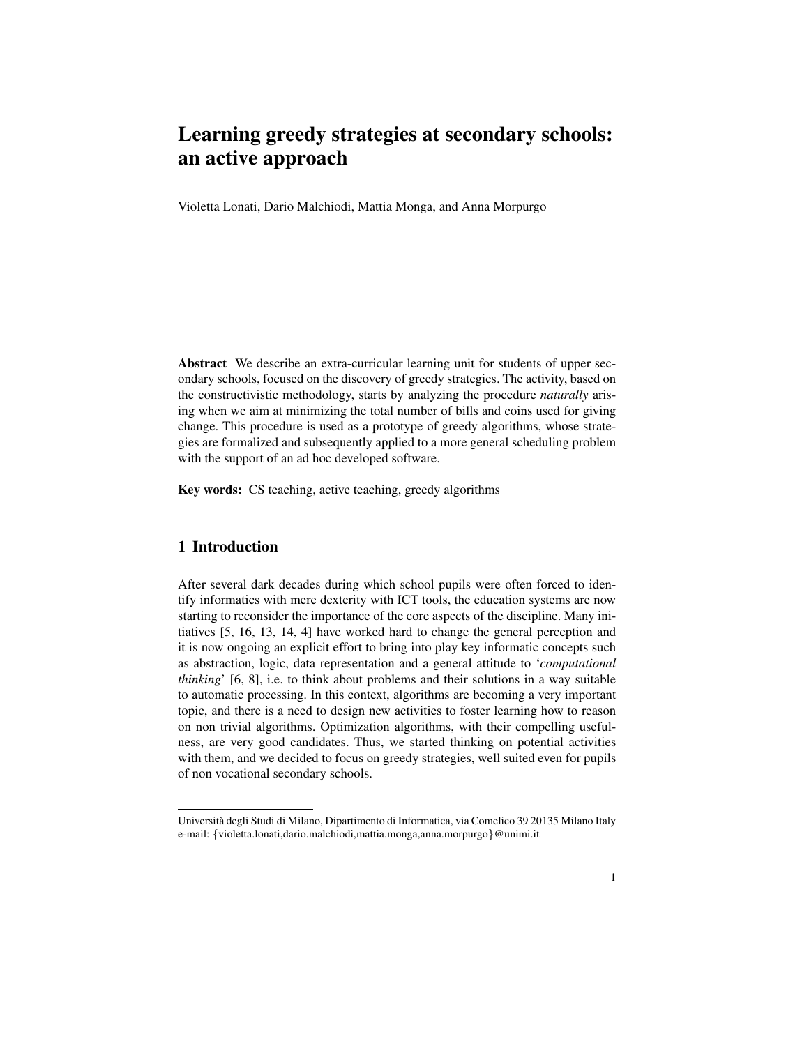# Learning greedy strategies at secondary schools: an active approach

Violetta Lonati, Dario Malchiodi, Mattia Monga, and Anna Morpurgo

**Abstract** We describe an extra-curricular learning unit for students of upper secondary schools, focused on the discovery of greedy strategies. The activity, based on the constructivistic methodology, starts by analyzing the procedure *naturally* arising when we aim at minimizing the total number of bills and coins used for giving change. This procedure is used as a prototype of greedy algorithms, whose strategies are formalized and subsequently applied to a more general scheduling problem with the support of an ad hoc developed software.

**Key words:** CS teaching, active teaching, greedy algorithms

## 1 Introduction

After several dark decades during which school pupils were often forced to identify informatics with mere dexterity with ICT tools, the education systems are now starting to reconsider the importance of the core aspects of the discipline. Many initiatives [5, 16, 13, 14, 4] have worked hard to change the general perception and it is now ongoing an explicit effort to bring into play key informatic concepts such as abstraction, logic, data representation and a general attitude to '*computational thinking*' [6, 8], i.e. to think about problems and their solutions in a way suitable to automatic processing. In this context, algorithms are becoming a very important topic, and there is a need to design new activities to foster learning how to reason on non trivial algorithms. Optimization algorithms, with their compelling usefulness, are very good candidates. Thus, we started thinking on potential activities with them, and we decided to focus on greedy strategies, well suited even for pupils of non vocational secondary schools.

---

Università degli Studi di Milano, Dipartimento di Informatica, via Comelico 39 20135 Milano Italy
e-mail: {violetta.lonati,dario.malchiodi,mattia.monga,anna.morpurgo}@unimi.it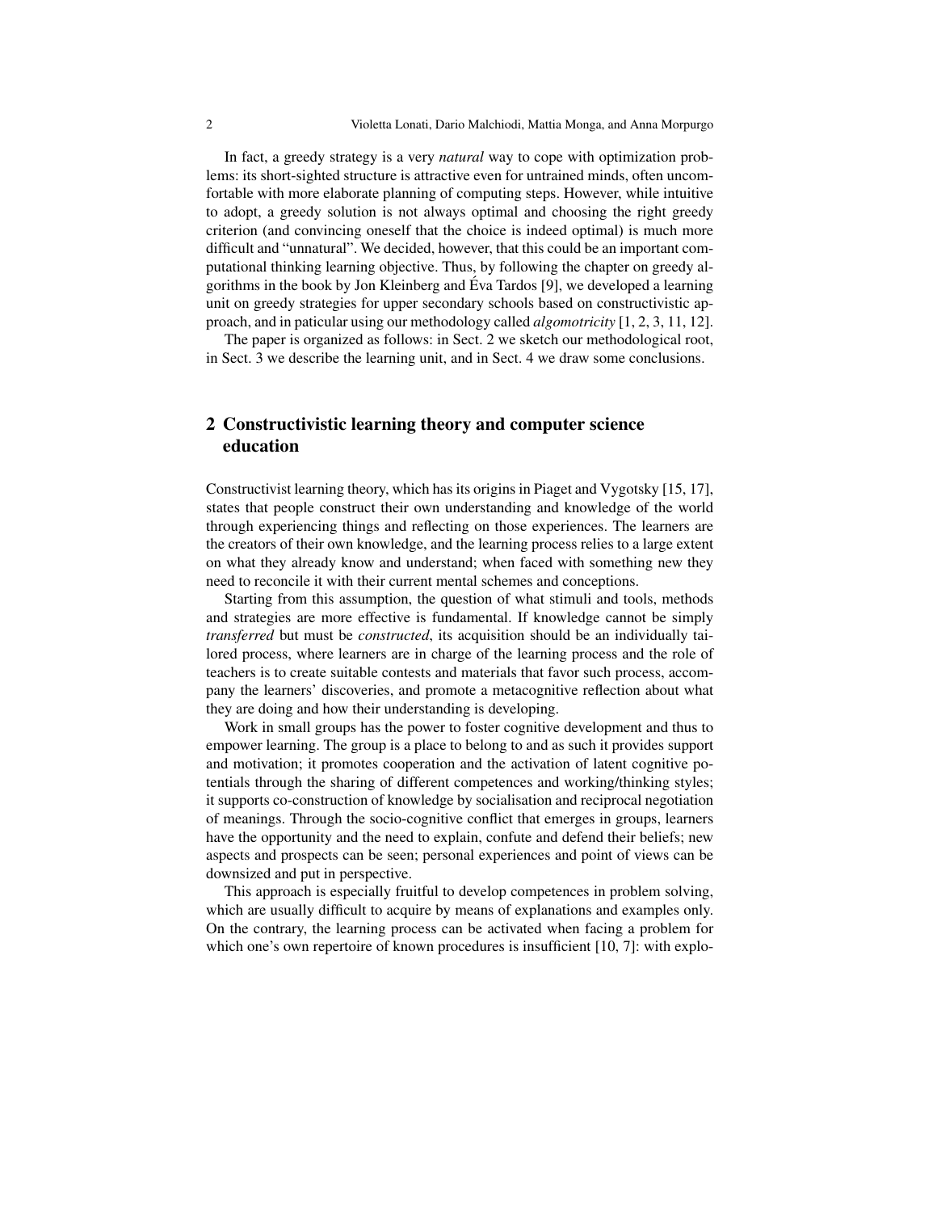In fact, a greedy strategy is a very *natural* way to cope with optimization problems: its short-sighted structure is attractive even for untrained minds, often uncomfortable with more elaborate planning of computing steps. However, while intuitive to adopt, a greedy solution is not always optimal and choosing the right greedy criterion (and convincing oneself that the choice is indeed optimal) is much more difficult and "unnatural". We decided, however, that this could be an important computational thinking learning objective. Thus, by following the chapter on greedy algorithms in the book by Jon Kleinberg and Éva Tardos [9], we developed a learning unit on greedy strategies for upper secondary schools based on constructivistic approach, and in paticular using our methodology called *algomotricity* [1, 2, 3, 11, 12].

The paper is organized as follows: in Sect. 2 we sketch our methodological root, in Sect. 3 we describe the learning unit, and in Sect. 4 we draw some conclusions.

## 2 Constructivistic learning theory and computer science education

Constructivist learning theory, which has its origins in Piaget and Vygotsky [15, 17], states that people construct their own understanding and knowledge of the world through experiencing things and reflecting on those experiences. The learners are the creators of their own knowledge, and the learning process relies to a large extent on what they already know and understand; when faced with something new they need to reconcile it with their current mental schemes and conceptions.

Starting from this assumption, the question of what stimuli and tools, methods and strategies are more effective is fundamental. If knowledge cannot be simply *transferred* but must be *constructed*, its acquisition should be an individually tailored process, where learners are in charge of the learning process and the role of teachers is to create suitable contests and materials that favor such process, accompany the learners' discoveries, and promote a metacognitive reflection about what they are doing and how their understanding is developing.

Work in small groups has the power to foster cognitive development and thus to empower learning. The group is a place to belong to and as such it provides support and motivation; it promotes cooperation and the activation of latent cognitive potentials through the sharing of different competences and working/thinking styles; it supports co-construction of knowledge by socialisation and reciprocal negotiation of meanings. Through the socio-cognitive conflict that emerges in groups, learners have the opportunity and the need to explain, confute and defend their beliefs; new aspects and prospects can be seen; personal experiences and point of views can be downsized and put in perspective.

This approach is especially fruitful to develop competences in problem solving, which are usually difficult to acquire by means of explanations and examples only. On the contrary, the learning process can be activated when facing a problem for which one's own repertoire of known procedures is insufficient [10, 7]: with explo-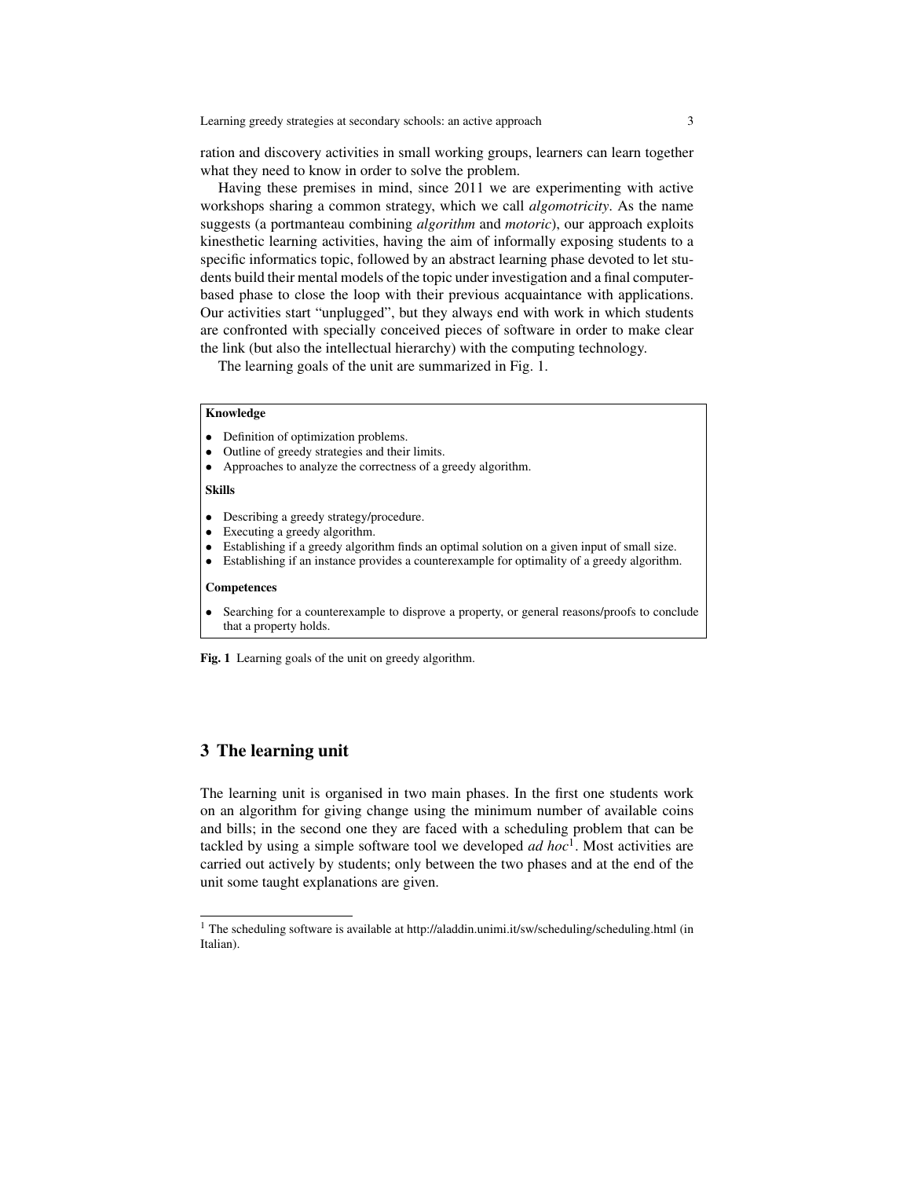ration and discovery activities in small working groups, learners can learn together what they need to know in order to solve the problem.

Having these premises in mind, since 2011 we are experimenting with active workshops sharing a common strategy, which we call *algomotricity*. As the name suggests (a portmanteau combining *algorithm* and *motoric*), our approach exploits kinesthetic learning activities, having the aim of informally exposing students to a specific informatics topic, followed by an abstract learning phase devoted to let students build their mental models of the topic under investigation and a final computer-based phase to close the loop with their previous acquaintance with applications. Our activities start "unplugged", but they always end with work in which students are confronted with specially conceived pieces of software in order to make clear the link (but also the intellectual hierarchy) with the computing technology.

The learning goals of the unit are summarized in Fig. 1.

**Knowledge**

- Definition of optimization problems.
- Outline of greedy strategies and their limits.
- Approaches to analyze the correctness of a greedy algorithm.

**Skills**

- Describing a greedy strategy/procedure.
- Executing a greedy algorithm.
- Establishing if a greedy algorithm finds an optimal solution on a given input of small size.
- Establishing if an instance provides a counterexample for optimality of a greedy algorithm.

**Competences**

- Searching for a counterexample to disprove a property, or general reasons/proofs to conclude that a property holds.

**Fig. 1** Learning goals of the unit on greedy algorithm.

## 3 The learning unit

The learning unit is organised in two main phases. In the first one students work on an algorithm for giving change using the minimum number of available coins and bills; in the second one they are faced with a scheduling problem that can be tackled by using a simple software tool we developed *ad hoc*[1]. Most activities are carried out actively by students; only between the two phases and at the end of the unit some taught explanations are given.

[1] The scheduling software is available at http://aladdin.unimi.it/sw/scheduling/scheduling.html (in Italian).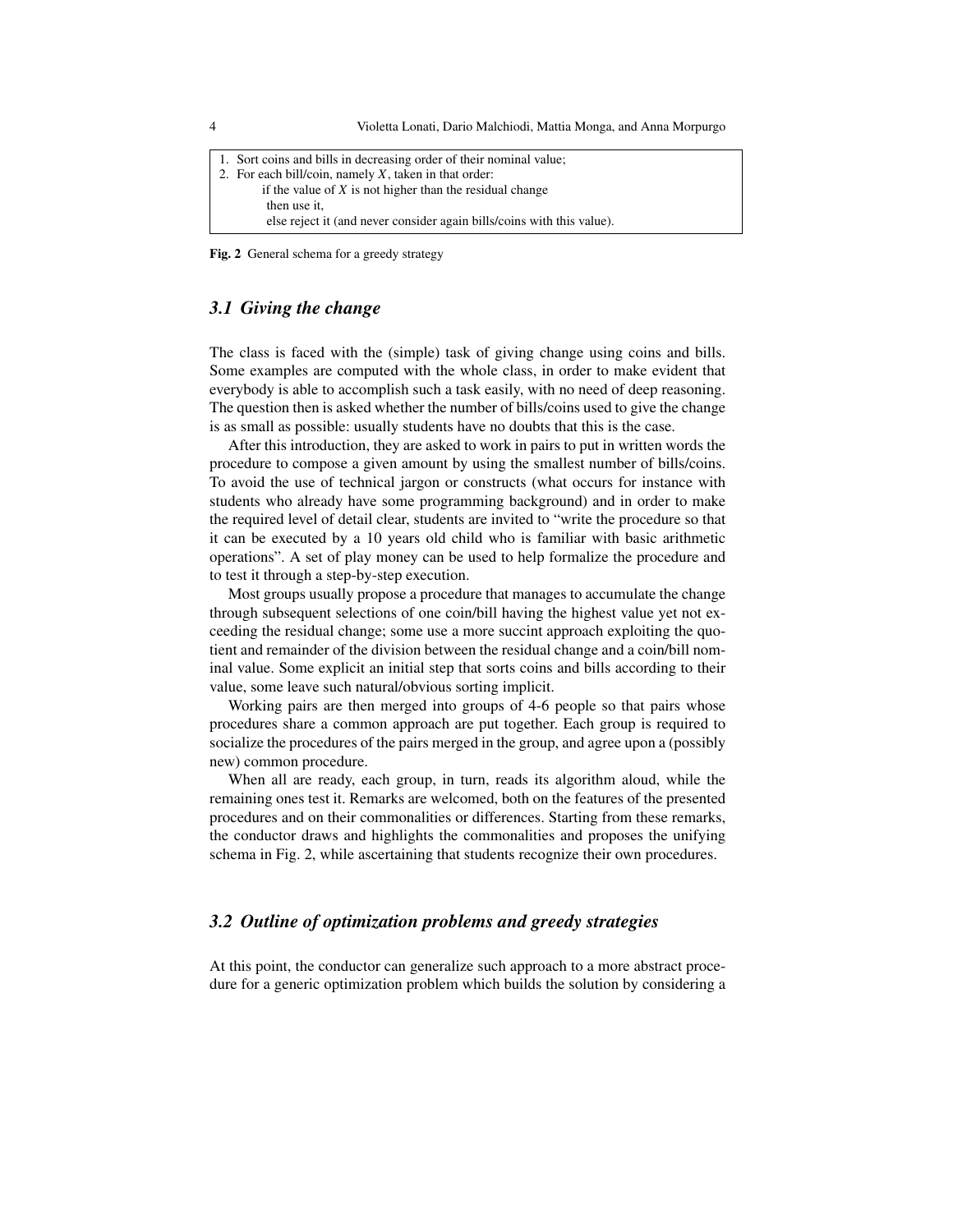```
1. Sort coins and bills in decreasing order of their nominal value;
2. For each bill/coin, namely X, taken in that order:
       if the value of X is not higher than the residual change
        then use it,
        else reject it (and never consider again bills/coins with this value).
```

**Fig. 2** General schema for a greedy strategy

### *3.1 Giving the change*

The class is faced with the (simple) task of giving change using coins and bills. Some examples are computed with the whole class, in order to make evident that everybody is able to accomplish such a task easily, with no need of deep reasoning. The question then is asked whether the number of bills/coins used to give the change is as small as possible: usually students have no doubts that this is the case.

After this introduction, they are asked to work in pairs to put in written words the procedure to compose a given amount by using the smallest number of bills/coins. To avoid the use of technical jargon or constructs (what occurs for instance with students who already have some programming background) and in order to make the required level of detail clear, students are invited to "write the procedure so that it can be executed by a 10 years old child who is familiar with basic arithmetic operations". A set of play money can be used to help formalize the procedure and to test it through a step-by-step execution.

Most groups usually propose a procedure that manages to accumulate the change through subsequent selections of one coin/bill having the highest value yet not exceeding the residual change; some use a more succint approach exploiting the quotient and remainder of the division between the residual change and a coin/bill nominal value. Some explicit an initial step that sorts coins and bills according to their value, some leave such natural/obvious sorting implicit.

Working pairs are then merged into groups of 4-6 people so that pairs whose procedures share a common approach are put together. Each group is required to socialize the procedures of the pairs merged in the group, and agree upon a (possibly new) common procedure.

When all are ready, each group, in turn, reads its algorithm aloud, while the remaining ones test it. Remarks are welcomed, both on the features of the presented procedures and on their commonalities or differences. Starting from these remarks, the conductor draws and highlights the commonalities and proposes the unifying schema in Fig. 2, while ascertaining that students recognize their own procedures.

### *3.2 Outline of optimization problems and greedy strategies*

At this point, the conductor can generalize such approach to a more abstract procedure for a generic optimization problem which builds the solution by considering a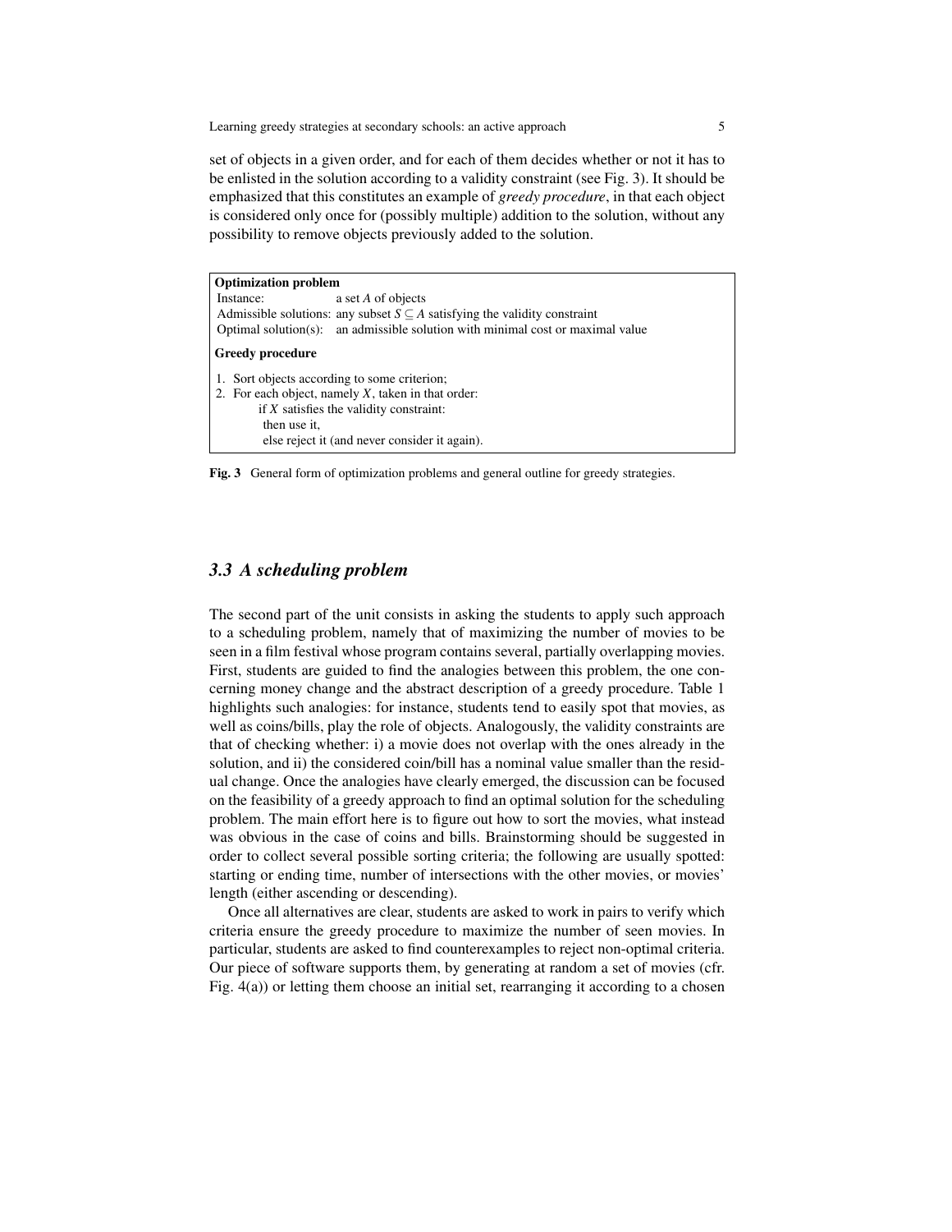set of objects in a given order, and for each of them decides whether or not it has to be enlisted in the solution according to a validity constraint (see Fig. 3). It should be emphasized that this constitutes an example of *greedy procedure*, in that each object is considered only once for (possibly multiple) addition to the solution, without any possibility to remove objects previously added to the solution.

**Optimization problem**

Instance: a set $A$ of objects
Admissible solutions: any subset $S \subseteq A$ satisfying the validity constraint
Optimal solution(s): an admissible solution with minimal cost or maximal value

**Greedy procedure**

1. Sort objects according to some criterion;
2. For each object, namely $X$, taken in that order:
   if $X$ satisfies the validity constraint:
   then use it,
   else reject it (and never consider it again).

**Fig. 3** General form of optimization problems and general outline for greedy strategies.

### *3.3 A scheduling problem*

The second part of the unit consists in asking the students to apply such approach to a scheduling problem, namely that of maximizing the number of movies to be seen in a film festival whose program contains several, partially overlapping movies. First, students are guided to find the analogies between this problem, the one concerning money change and the abstract description of a greedy procedure. Table 1 highlights such analogies: for instance, students tend to easily spot that movies, as well as coins/bills, play the role of objects. Analogously, the validity constraints are that of checking whether: i) a movie does not overlap with the ones already in the solution, and ii) the considered coin/bill has a nominal value smaller than the residual change. Once the analogies have clearly emerged, the discussion can be focused on the feasibility of a greedy approach to find an optimal solution for the scheduling problem. The main effort here is to figure out how to sort the movies, what instead was obvious in the case of coins and bills. Brainstorming should be suggested in order to collect several possible sorting criteria; the following are usually spotted: starting or ending time, number of intersections with the other movies, or movies' length (either ascending or descending).

Once all alternatives are clear, students are asked to work in pairs to verify which criteria ensure the greedy procedure to maximize the number of seen movies. In particular, students are asked to find counterexamples to reject non-optimal criteria. Our piece of software supports them, by generating at random a set of movies (cfr. Fig. 4(a)) or letting them choose an initial set, rearranging it according to a chosen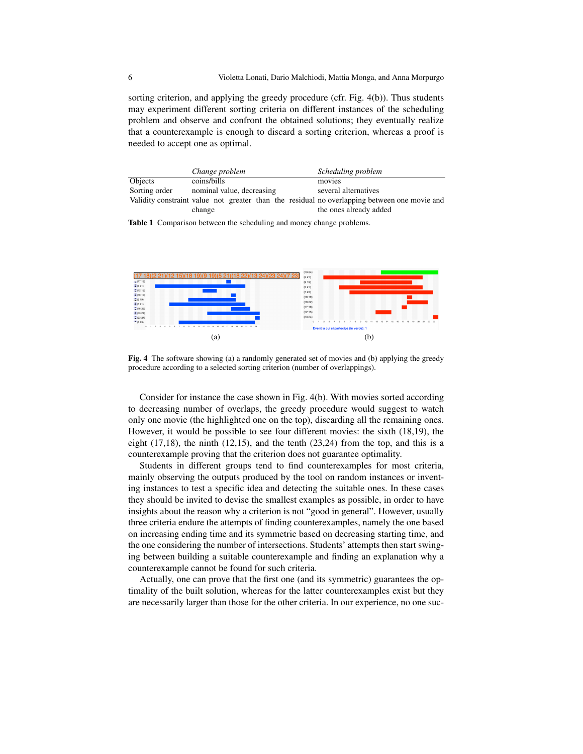sorting criterion, and applying the greedy procedure (cfr. Fig. 4(b)). Thus students may experiment different sorting criteria on different instances of the scheduling problem and observe and confront the obtained solutions; they eventually realize that a counterexample is enough to discard a sorting criterion, whereas a proof is needed to accept one as optimal.

| | *Change problem* | *Scheduling problem* |
|---|---|---|
| Objects | coins/bills | movies |
| Sorting order | nominal value, decreasing | several alternatives |
| Validity constraint | value not greater than the residual change | no overlapping between one movie and the ones already added |

**Table 1** Comparison between the scheduling and money change problems.

(a) (b)

**Fig. 4** The software showing (a) a randomly generated set of movies and (b) applying the greedy procedure according to a selected sorting criterion (number of overlappings).

Consider for instance the case shown in Fig. 4(b). With movies sorted according to decreasing number of overlaps, the greedy procedure would suggest to watch only one movie (the highlighted one on the top), discarding all the remaining ones. However, it would be possible to see four different movies: the sixth (18,19), the eight (17,18), the ninth (12,15), and the tenth (23,24) from the top, and this is a counterexample proving that the criterion does not guarantee optimality.

Students in different groups tend to find counterexamples for most criteria, mainly observing the outputs produced by the tool on random instances or inventing instances to test a specific idea and detecting the suitable ones. In these cases they should be invited to devise the smallest examples as possible, in order to have insights about the reason why a criterion is not "good in general". However, usually three criteria endure the attempts of finding counterexamples, namely the one based on increasing ending time and its symmetric based on decreasing starting time, and the one considering the number of intersections. Students' attempts then start swinging between building a suitable counterexample and finding an explanation why a counterexample cannot be found for such criteria.

Actually, one can prove that the first one (and its symmetric) guarantees the optimality of the built solution, whereas for the latter counterexamples exist but they are necessarily larger than those for the other criteria. In our experience, no one suc-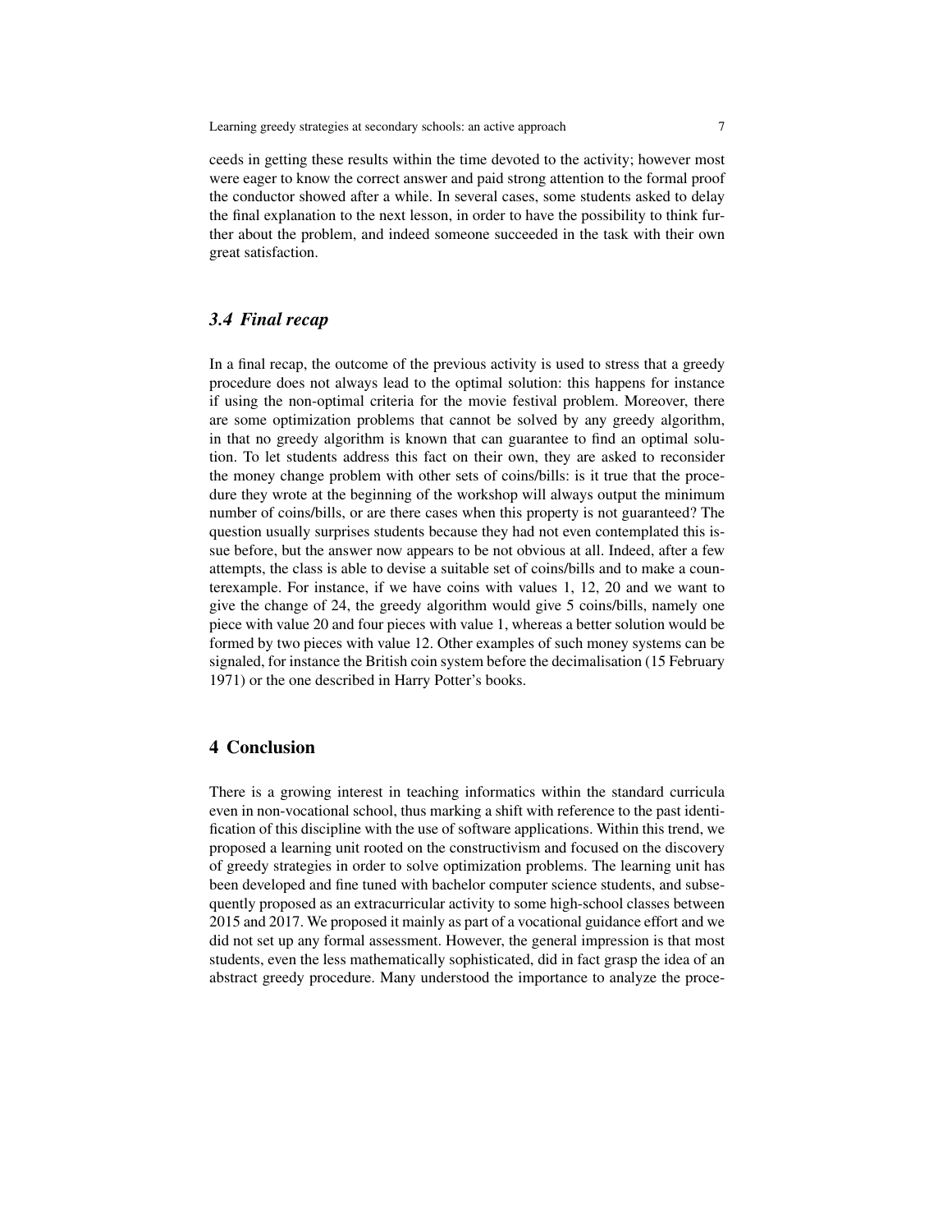ceeds in getting these results within the time devoted to the activity; however most were eager to know the correct answer and paid strong attention to the formal proof the conductor showed after a while. In several cases, some students asked to delay the final explanation to the next lesson, in order to have the possibility to think further about the problem, and indeed someone succeeded in the task with their own great satisfaction.

### *3.4 Final recap*

In a final recap, the outcome of the previous activity is used to stress that a greedy procedure does not always lead to the optimal solution: this happens for instance if using the non-optimal criteria for the movie festival problem. Moreover, there are some optimization problems that cannot be solved by any greedy algorithm, in that no greedy algorithm is known that can guarantee to find an optimal solution. To let students address this fact on their own, they are asked to reconsider the money change problem with other sets of coins/bills: is it true that the procedure they wrote at the beginning of the workshop will always output the minimum number of coins/bills, or are there cases when this property is not guaranteed? The question usually surprises students because they had not even contemplated this issue before, but the answer now appears to be not obvious at all. Indeed, after a few attempts, the class is able to devise a suitable set of coins/bills and to make a counterexample. For instance, if we have coins with values 1, 12, 20 and we want to give the change of 24, the greedy algorithm would give 5 coins/bills, namely one piece with value 20 and four pieces with value 1, whereas a better solution would be formed by two pieces with value 12. Other examples of such money systems can be signaled, for instance the British coin system before the decimalisation (15 February 1971) or the one described in Harry Potter's books.

## 4 Conclusion

There is a growing interest in teaching informatics within the standard curricula even in non-vocational school, thus marking a shift with reference to the past identification of this discipline with the use of software applications. Within this trend, we proposed a learning unit rooted on the constructivism and focused on the discovery of greedy strategies in order to solve optimization problems. The learning unit has been developed and fine tuned with bachelor computer science students, and subsequently proposed as an extracurricular activity to some high-school classes between 2015 and 2017. We proposed it mainly as part of a vocational guidance effort and we did not set up any formal assessment. However, the general impression is that most students, even the less mathematically sophisticated, did in fact grasp the idea of an abstract greedy procedure. Many understood the importance to analyze the proce-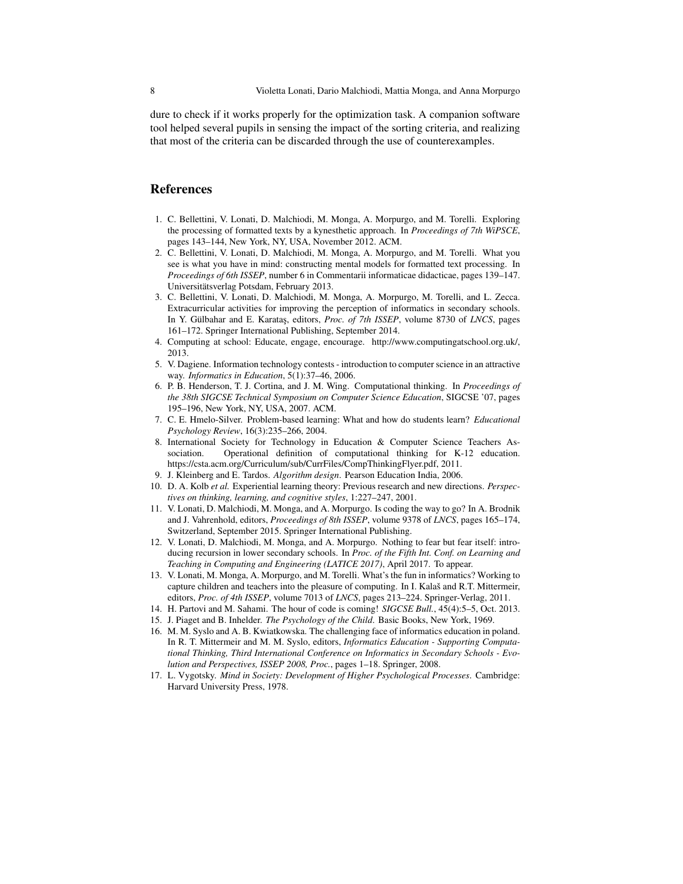dure to check if it works properly for the optimization task. A companion software tool helped several pupils in sensing the impact of the sorting criteria, and realizing that most of the criteria can be discarded through the use of counterexamples.

## References

1. C. Bellettini, V. Lonati, D. Malchiodi, M. Monga, A. Morpurgo, and M. Torelli. Exploring the processing of formatted texts by a kynesthetic approach. In *Proceedings of 7th WiPSCE*, pages 143–144, New York, NY, USA, November 2012. ACM.
2. C. Bellettini, V. Lonati, D. Malchiodi, M. Monga, A. Morpurgo, and M. Torelli. What you see is what you have in mind: constructing mental models for formatted text processing. In *Proceedings of 6th ISSEP*, number 6 in Commentarii informaticae didacticae, pages 139–147. Universitätsverlag Potsdam, February 2013.
3. C. Bellettini, V. Lonati, D. Malchiodi, M. Monga, A. Morpurgo, M. Torelli, and L. Zecca. Extracurricular activities for improving the perception of informatics in secondary schools. In Y. Gülbahar and E. Karataş, editors, *Proc. of 7th ISSEP*, volume 8730 of *LNCS*, pages 161–172. Springer International Publishing, September 2014.
4. Computing at school: Educate, engage, encourage. http://www.computingatschool.org.uk/, 2013.
5. V. Dagiene. Information technology contests - introduction to computer science in an attractive way. *Informatics in Education*, 5(1):37–46, 2006.
6. P. B. Henderson, T. J. Cortina, and J. M. Wing. Computational thinking. In *Proceedings of the 38th SIGCSE Technical Symposium on Computer Science Education*, SIGCSE '07, pages 195–196, New York, NY, USA, 2007. ACM.
7. C. E. Hmelo-Silver. Problem-based learning: What and how do students learn? *Educational Psychology Review*, 16(3):235–266, 2004.
8. International Society for Technology in Education & Computer Science Teachers Association. Operational definition of computational thinking for K-12 education. https://csta.acm.org/Curriculum/sub/CurrFiles/CompThinkingFlyer.pdf, 2011.
9. J. Kleinberg and E. Tardos. *Algorithm design*. Pearson Education India, 2006.
10. D. A. Kolb *et al.* Experiential learning theory: Previous research and new directions. *Perspectives on thinking, learning, and cognitive styles*, 1:227–247, 2001.
11. V. Lonati, D. Malchiodi, M. Monga, and A. Morpurgo. Is coding the way to go? In A. Brodnik and J. Vahrenhold, editors, *Proceedings of 8th ISSEP*, volume 9378 of *LNCS*, pages 165–174, Switzerland, September 2015. Springer International Publishing.
12. V. Lonati, D. Malchiodi, M. Monga, and A. Morpurgo. Nothing to fear but fear itself: introducing recursion in lower secondary schools. In *Proc. of the Fifth Int. Conf. on Learning and Teaching in Computing and Engineering (LATICE 2017)*, April 2017. To appear.
13. V. Lonati, M. Monga, A. Morpurgo, and M. Torelli. What's the fun in informatics? Working to capture children and teachers into the pleasure of computing. In I. Kalaš and R.T. Mittermeir, editors, *Proc. of 4th ISSEP*, volume 7013 of *LNCS*, pages 213–224. Springer-Verlag, 2011.
14. H. Partovi and M. Sahami. The hour of code is coming! *SIGCSE Bull.*, 45(4):5–5, Oct. 2013.
15. J. Piaget and B. Inhelder. *The Psychology of the Child*. Basic Books, New York, 1969.
16. M. M. Syslo and A. B. Kwiatkowska. The challenging face of informatics education in poland. In R. T. Mittermeir and M. M. Syslo, editors, *Informatics Education - Supporting Computational Thinking, Third International Conference on Informatics in Secondary Schools - Evolution and Perspectives, ISSEP 2008, Proc.*, pages 1–18. Springer, 2008.
17. L. Vygotsky. *Mind in Society: Development of Higher Psychological Processes*. Cambridge: Harvard University Press, 1978.